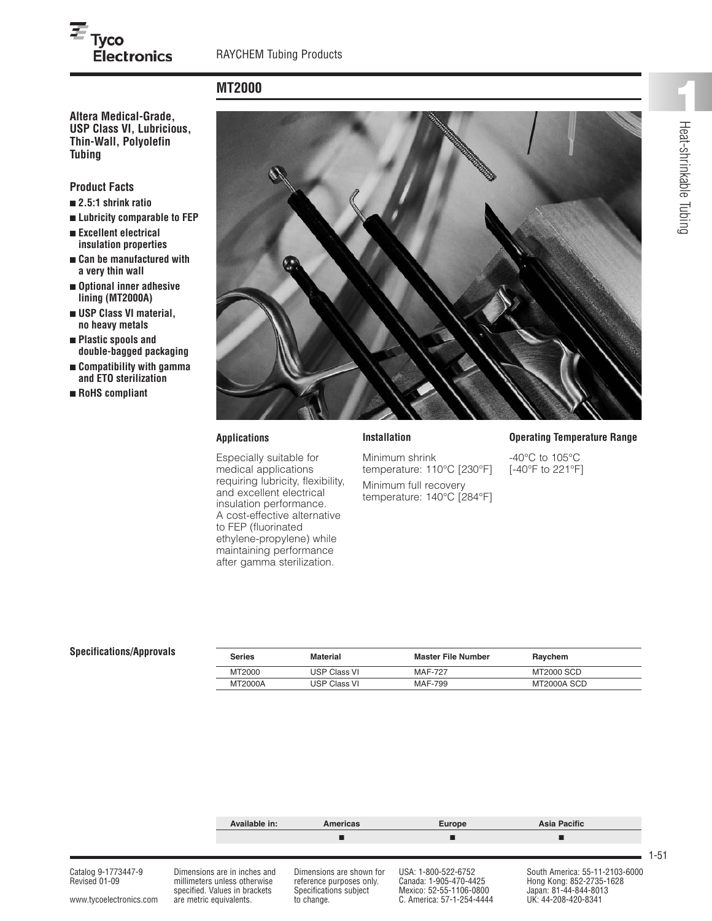# MT2000

**Altera Medical-Grade, USP Class VI, Lubricious, Thin-Wall, Polyolefin Tubing**

## Product Facts

- **2.5:1 shrink ratio**
- **Lubricity comparable to FEP**
- **Excellent electrical insulation properties**
- **Can be manufactured with a very thin wall**
- **Optional inner adhesive lining (MT2000A)**
- **USP Class VI material, no heavy metals**
- **Plastic spools and double-bagged packaging**
- **Compatibility with gamma and ETO sterilization**
- **RoHS compliant**

### Applications

Especially suitable for medical applications requiring lubricity, flexibility, and excellent electrical insulation performance. A cost-effective alternative to FEP (fluorinated ethylene-propylene) while maintaining performance after gamma sterilization.

### Installation

Minimum shrink temperature: 110°C [230°F]

Minimum full recovery temperature: 140°C [284°F]

### Operating Temperature Range

-40°C to 105°C [-40°F to 221°F]

### Specifications/Approvals

| Series | Material | Master File Number | Raychem |
|---|---|---|---|
| MT2000 | USP Class VI | MAF-727 | MT2000 SCD |
| MT2000A | USP Class VI | MAF-799 | MT2000A SCD |

| Available in: | Americas | Europe | Asia Pacific |
|---|---|---|---|
| | ■ | ■ | ■ |

Catalog 9-1773447-9
Revised 01-09

www.tycoelectronics.com

Dimensions are in inches and millimeters unless otherwise specified. Values in brackets are metric equivalents.

Dimensions are shown for reference purposes only. Specifications subject to change.

USA: 1-800-522-6752
Canada: 1-905-470-4425
Mexico: 52-55-1106-0800
C. America: 57-1-254-4444

South America: 55-11-2103-6000
Hong Kong: 852-2735-1628
Japan: 81-44-844-8013
UK: 44-208-420-8341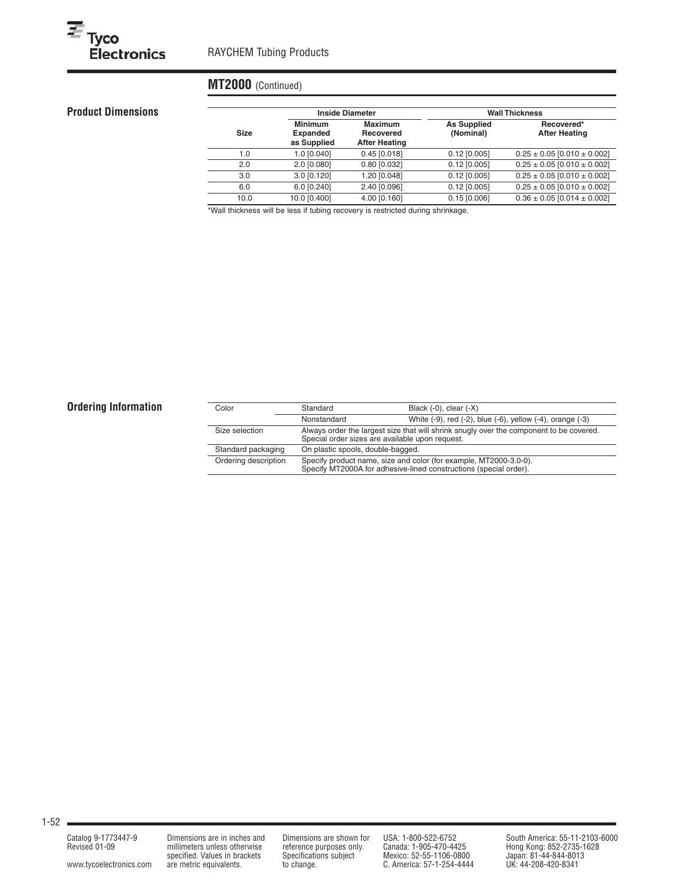## MT2000 (Continued)

### Product Dimensions

| | Inside Diameter | | Wall Thickness | |
|---|---|---|---|---|
| **Size** | **Minimum Expanded as Supplied** | **Maximum Recovered After Heating** | **As Supplied (Nominal)** | **Recovered* After Heating** |
| 1.0 | 1.0 [0.040] | 0.45 [0.018] | 0.12 [0.005] | 0.25 ± 0.05 [0.010 ± 0.002] |
| 2.0 | 2.0 [0.080] | 0.80 [0.032] | 0.12 [0.005] | 0.25 ± 0.05 [0.010 ± 0.002] |
| 3.0 | 3.0 [0.120] | 1.20 [0.048] | 0.12 [0.005] | 0.25 ± 0.05 [0.010 ± 0.002] |
| 6.0 | 6.0 [0.240] | 2.40 [0.096] | 0.12 [0.005] | 0.25 ± 0.05 [0.010 ± 0.002] |
| 10.0 | 10.0 [0.400] | 4.00 [0.160] | 0.15 [0.006] | 0.36 ± 0.05 [0.014 ± 0.002] |

*Wall thickness will be less if tubing recovery is restricted during shrinkage.

### Ordering Information

| | | |
|---|---|---|
| Color | Standard | Black (-0), clear (-X) |
| | Nonstandard | White (-9), red (-2), blue (-6), yellow (-4), orange (-3) |
| Size selection | Always order the largest size that will shrink snugly over the component to be covered. Special order sizes are available upon request. | |
| Standard packaging | On plastic spools, double-bagged. | |
| Ordering description | Specify product name, size and color (for example, MT2000-3.0-0). Specify MT2000A for adhesive-lined constructions (special order). | |

Catalog 9-1773447-9
Revised 01-09

www.tycoelectronics.com

Dimensions are in inches and millimeters unless otherwise specified. Values in brackets are metric equivalents.

Dimensions are shown for reference purposes only. Specifications subject to change.

USA: 1-800-522-6752
Canada: 1-905-470-4425
Mexico: 52-55-1106-0800
C. America: 57-1-254-4444

South America: 55-11-2103-6000
Hong Kong: 852-2735-1628
Japan: 81-44-844-8013
UK: 44-208-420-8341